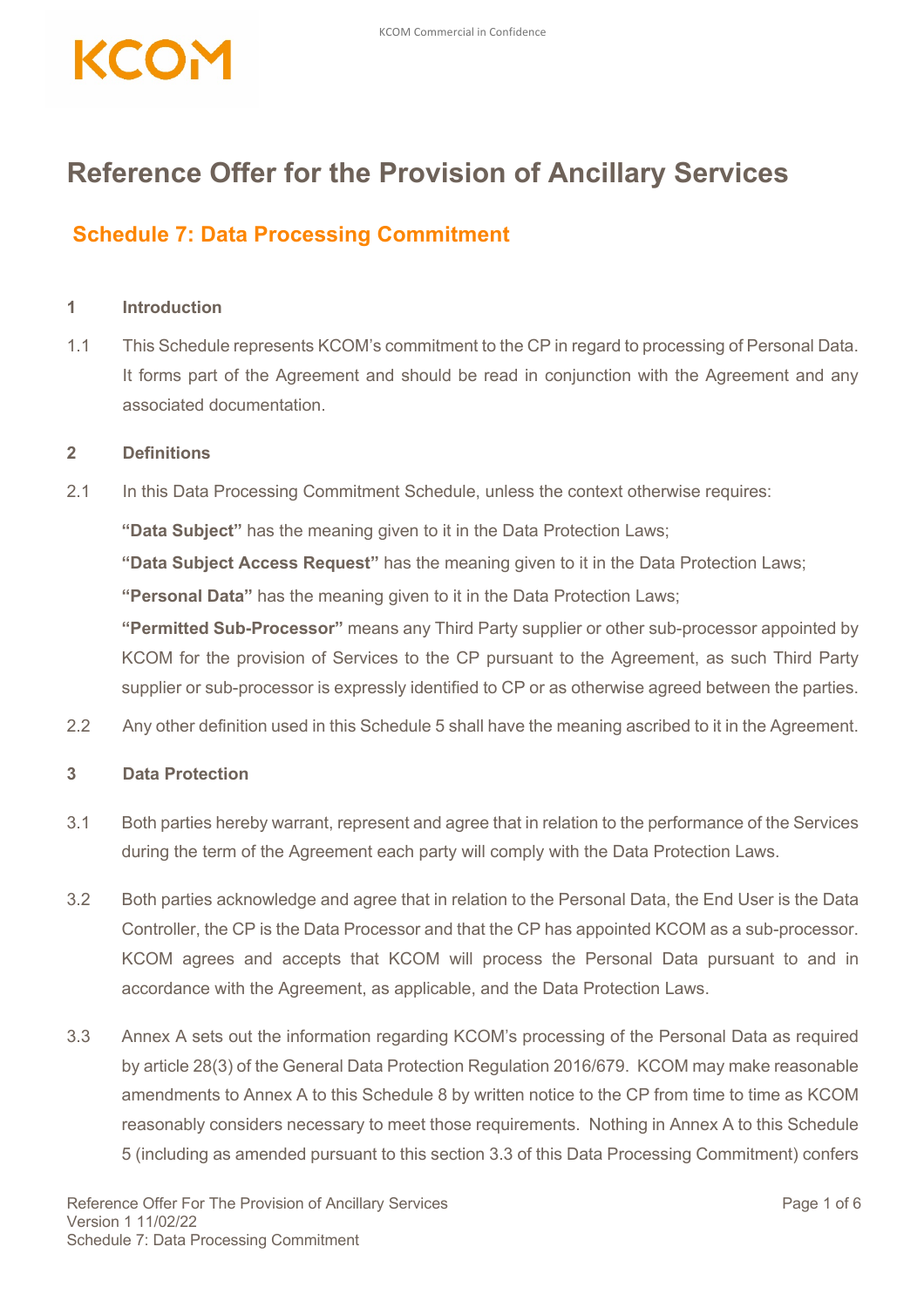# Reference Offer for the Provision of Ancillary Services

## Schedule 7: Data Processing Commitment

### 1 Introduction

1.1 This Schedule represents KCOM's commitment to the CP in regard to processing of Personal Data. It forms part of the Agreement and should be read in conjunction with the Agreement and any associated documentation.

### 2 Definitions

2.1 In this Data Processing Commitment Schedule, unless the context otherwise requires:

**"Data Subject"** has the meaning given to it in the Data Protection Laws;

**"Data Subject Access Request"** has the meaning given to it in the Data Protection Laws;

**"Personal Data"** has the meaning given to it in the Data Protection Laws;

**"Permitted Sub-Processor"** means any Third Party supplier or other sub-processor appointed by KCOM for the provision of Services to the CP pursuant to the Agreement, as such Third Party supplier or sub-processor is expressly identified to CP or as otherwise agreed between the parties.

2.2 Any other definition used in this Schedule 5 shall have the meaning ascribed to it in the Agreement.

### 3 Data Protection

3.1 Both parties hereby warrant, represent and agree that in relation to the performance of the Services during the term of the Agreement each party will comply with the Data Protection Laws.

3.2 Both parties acknowledge and agree that in relation to the Personal Data, the End User is the Data Controller, the CP is the Data Processor and that the CP has appointed KCOM as a sub-processor. KCOM agrees and accepts that KCOM will process the Personal Data pursuant to and in accordance with the Agreement, as applicable, and the Data Protection Laws.

3.3 Annex A sets out the information regarding KCOM's processing of the Personal Data as required by article 28(3) of the General Data Protection Regulation 2016/679. KCOM may make reasonable amendments to Annex A to this Schedule 8 by written notice to the CP from time to time as KCOM reasonably considers necessary to meet those requirements. Nothing in Annex A to this Schedule 5 (including as amended pursuant to this section 3.3 of this Data Processing Commitment) confers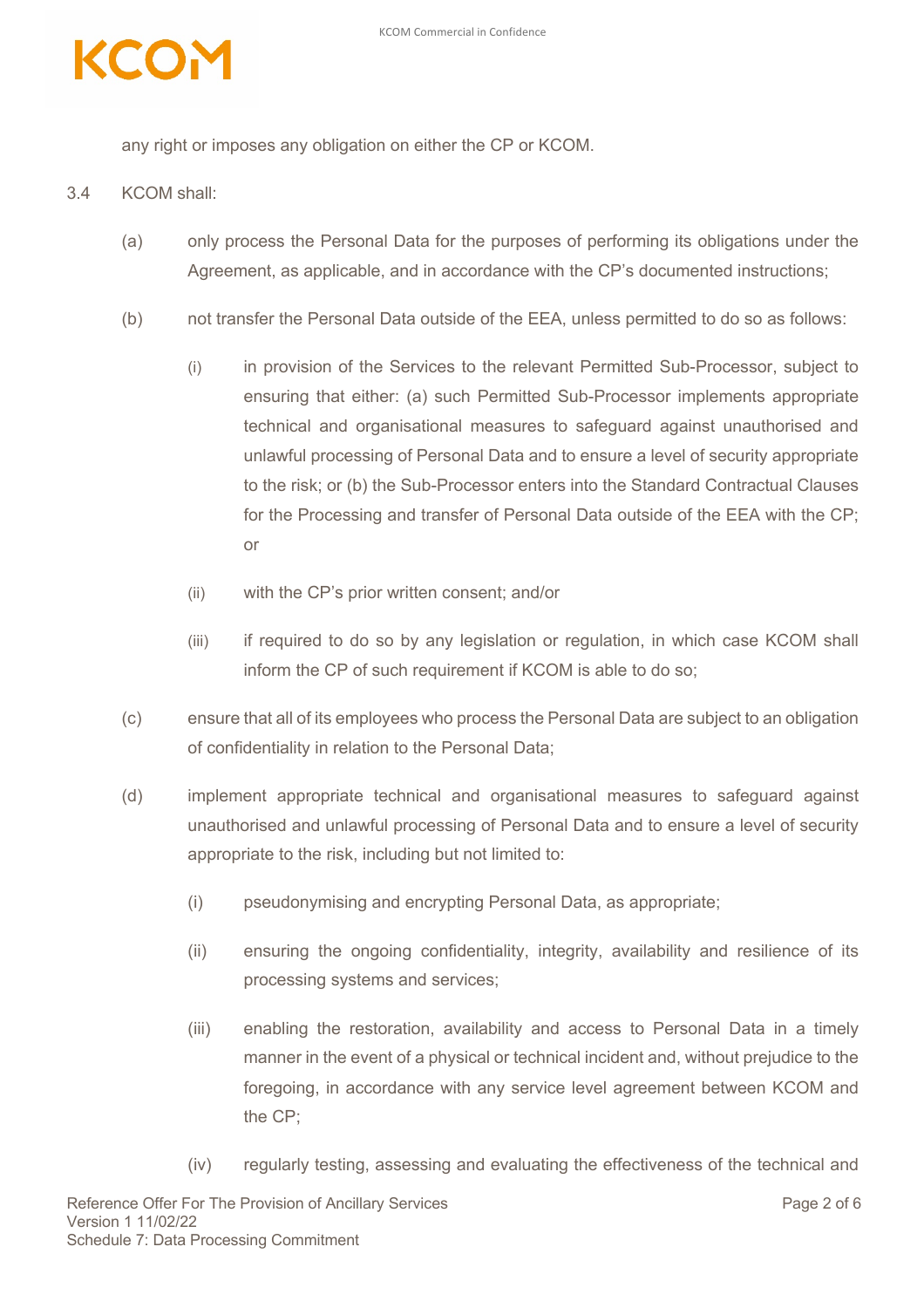any right or imposes any obligation on either the CP or KCOM.

3.4 KCOM shall:

(a) only process the Personal Data for the purposes of performing its obligations under the Agreement, as applicable, and in accordance with the CP's documented instructions;

(b) not transfer the Personal Data outside of the EEA, unless permitted to do so as follows:

(i) in provision of the Services to the relevant Permitted Sub-Processor, subject to ensuring that either: (a) such Permitted Sub-Processor implements appropriate technical and organisational measures to safeguard against unauthorised and unlawful processing of Personal Data and to ensure a level of security appropriate to the risk; or (b) the Sub-Processor enters into the Standard Contractual Clauses for the Processing and transfer of Personal Data outside of the EEA with the CP; or

(ii) with the CP's prior written consent; and/or

(iii) if required to do so by any legislation or regulation, in which case KCOM shall inform the CP of such requirement if KCOM is able to do so;

(c) ensure that all of its employees who process the Personal Data are subject to an obligation of confidentiality in relation to the Personal Data;

(d) implement appropriate technical and organisational measures to safeguard against unauthorised and unlawful processing of Personal Data and to ensure a level of security appropriate to the risk, including but not limited to:

(i) pseudonymising and encrypting Personal Data, as appropriate;

(ii) ensuring the ongoing confidentiality, integrity, availability and resilience of its processing systems and services;

(iii) enabling the restoration, availability and access to Personal Data in a timely manner in the event of a physical or technical incident and, without prejudice to the foregoing, in accordance with any service level agreement between KCOM and the CP;

(iv) regularly testing, assessing and evaluating the effectiveness of the technical and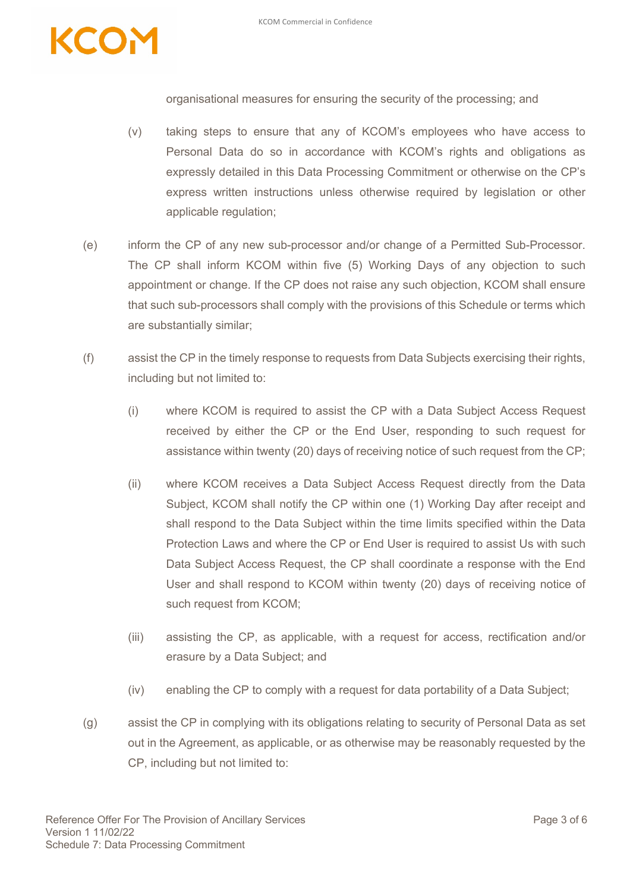organisational measures for ensuring the security of the processing; and

(v) taking steps to ensure that any of KCOM's employees who have access to Personal Data do so in accordance with KCOM's rights and obligations as expressly detailed in this Data Processing Commitment or otherwise on the CP's express written instructions unless otherwise required by legislation or other applicable regulation;

(e) inform the CP of any new sub-processor and/or change of a Permitted Sub-Processor. The CP shall inform KCOM within five (5) Working Days of any objection to such appointment or change. If the CP does not raise any such objection, KCOM shall ensure that such sub-processors shall comply with the provisions of this Schedule or terms which are substantially similar;

(f) assist the CP in the timely response to requests from Data Subjects exercising their rights, including but not limited to:

(i) where KCOM is required to assist the CP with a Data Subject Access Request received by either the CP or the End User, responding to such request for assistance within twenty (20) days of receiving notice of such request from the CP;

(ii) where KCOM receives a Data Subject Access Request directly from the Data Subject, KCOM shall notify the CP within one (1) Working Day after receipt and shall respond to the Data Subject within the time limits specified within the Data Protection Laws and where the CP or End User is required to assist Us with such Data Subject Access Request, the CP shall coordinate a response with the End User and shall respond to KCOM within twenty (20) days of receiving notice of such request from KCOM;

(iii) assisting the CP, as applicable, with a request for access, rectification and/or erasure by a Data Subject; and

(iv) enabling the CP to comply with a request for data portability of a Data Subject;

(g) assist the CP in complying with its obligations relating to security of Personal Data as set out in the Agreement, as applicable, or as otherwise may be reasonably requested by the CP, including but not limited to: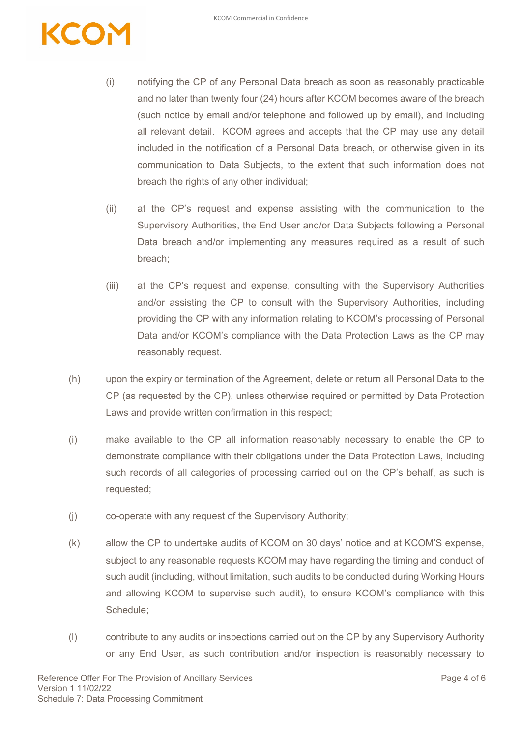(i) notifying the CP of any Personal Data breach as soon as reasonably practicable and no later than twenty four (24) hours after KCOM becomes aware of the breach (such notice by email and/or telephone and followed up by email), and including all relevant detail. KCOM agrees and accepts that the CP may use any detail included in the notification of a Personal Data breach, or otherwise given in its communication to Data Subjects, to the extent that such information does not breach the rights of any other individual;

(ii) at the CP's request and expense assisting with the communication to the Supervisory Authorities, the End User and/or Data Subjects following a Personal Data breach and/or implementing any measures required as a result of such breach;

(iii) at the CP's request and expense, consulting with the Supervisory Authorities and/or assisting the CP to consult with the Supervisory Authorities, including providing the CP with any information relating to KCOM's processing of Personal Data and/or KCOM's compliance with the Data Protection Laws as the CP may reasonably request.

(h) upon the expiry or termination of the Agreement, delete or return all Personal Data to the CP (as requested by the CP), unless otherwise required or permitted by Data Protection Laws and provide written confirmation in this respect;

(i) make available to the CP all information reasonably necessary to enable the CP to demonstrate compliance with their obligations under the Data Protection Laws, including such records of all categories of processing carried out on the CP's behalf, as such is requested;

(j) co-operate with any request of the Supervisory Authority;

(k) allow the CP to undertake audits of KCOM on 30 days' notice and at KCOM'S expense, subject to any reasonable requests KCOM may have regarding the timing and conduct of such audit (including, without limitation, such audits to be conducted during Working Hours and allowing KCOM to supervise such audit), to ensure KCOM's compliance with this Schedule;

(l) contribute to any audits or inspections carried out on the CP by any Supervisory Authority or any End User, as such contribution and/or inspection is reasonably necessary to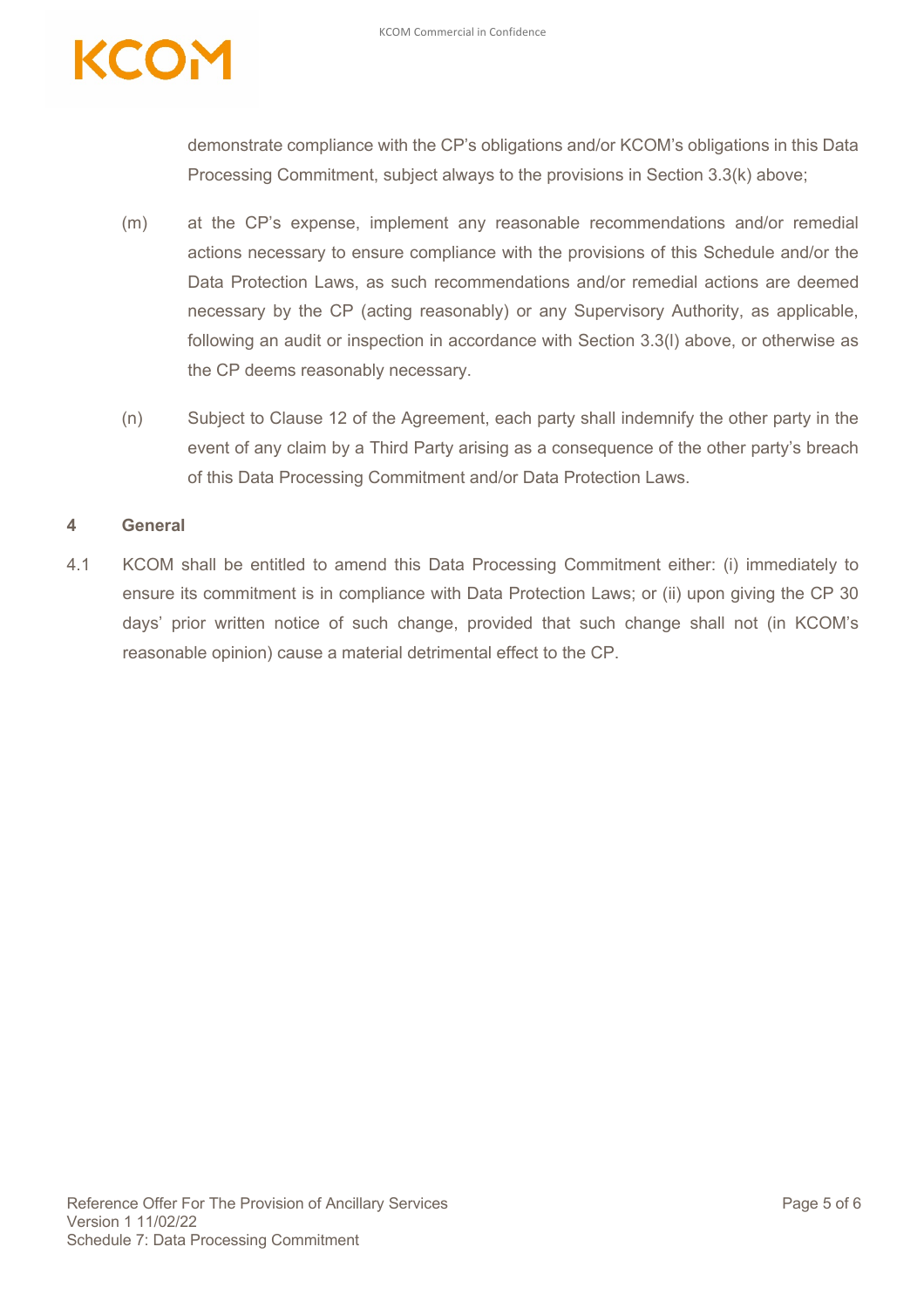demonstrate compliance with the CP's obligations and/or KCOM's obligations in this Data Processing Commitment, subject always to the provisions in Section 3.3(k) above;

(m) at the CP's expense, implement any reasonable recommendations and/or remedial actions necessary to ensure compliance with the provisions of this Schedule and/or the Data Protection Laws, as such recommendations and/or remedial actions are deemed necessary by the CP (acting reasonably) or any Supervisory Authority, as applicable, following an audit or inspection in accordance with Section 3.3(l) above, or otherwise as the CP deems reasonably necessary.

(n) Subject to Clause 12 of the Agreement, each party shall indemnify the other party in the event of any claim by a Third Party arising as a consequence of the other party's breach of this Data Processing Commitment and/or Data Protection Laws.

## 4 General

4.1 KCOM shall be entitled to amend this Data Processing Commitment either: (i) immediately to ensure its commitment is in compliance with Data Protection Laws; or (ii) upon giving the CP 30 days' prior written notice of such change, provided that such change shall not (in KCOM's reasonable opinion) cause a material detrimental effect to the CP.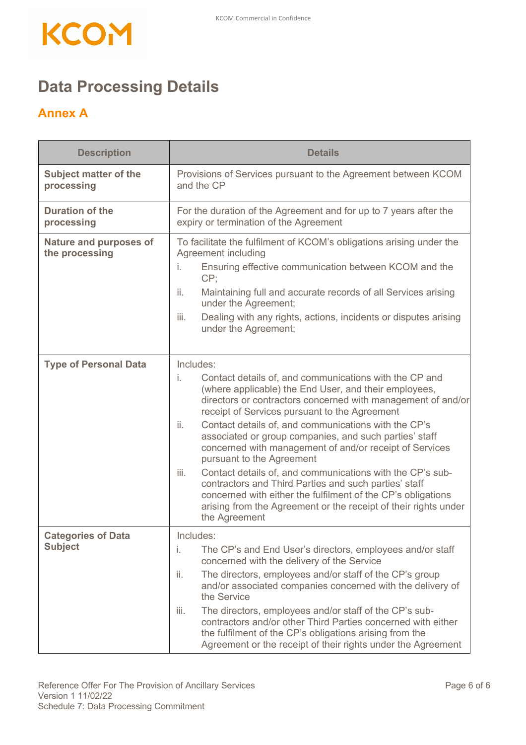# Data Processing Details

## Annex A

| Description | Details |
|---|---|
| **Subject matter of the processing** | Provisions of Services pursuant to the Agreement between KCOM and the CP |
| **Duration of the processing** | For the duration of the Agreement and for up to 7 years after the expiry or termination of the Agreement |
| **Nature and purposes of the processing** | To facilitate the fulfilment of KCOM's obligations arising under the Agreement including<br>i. Ensuring effective communication between KCOM and the CP;<br>ii. Maintaining full and accurate records of all Services arising under the Agreement;<br>iii. Dealing with any rights, actions, incidents or disputes arising under the Agreement; |
| **Type of Personal Data** | Includes:<br>i. Contact details of, and communications with the CP and (where applicable) the End User, and their employees, directors or contractors concerned with management of and/or receipt of Services pursuant to the Agreement<br>ii. Contact details of, and communications with the CP's associated or group companies, and such parties' staff concerned with management of and/or receipt of Services pursuant to the Agreement<br>iii. Contact details of, and communications with the CP's sub-contractors and Third Parties and such parties' staff concerned with either the fulfilment of the CP's obligations arising from the Agreement or the receipt of their rights under the Agreement |
| **Categories of Data Subject** | Includes:<br>i. The CP's and End User's directors, employees and/or staff concerned with the delivery of the Service<br>ii. The directors, employees and/or staff of the CP's group and/or associated companies concerned with the delivery of the Service<br>iii. The directors, employees and/or staff of the CP's sub-contractors and/or other Third Parties concerned with either the fulfilment of the CP's obligations arising from the Agreement or the receipt of their rights under the Agreement |